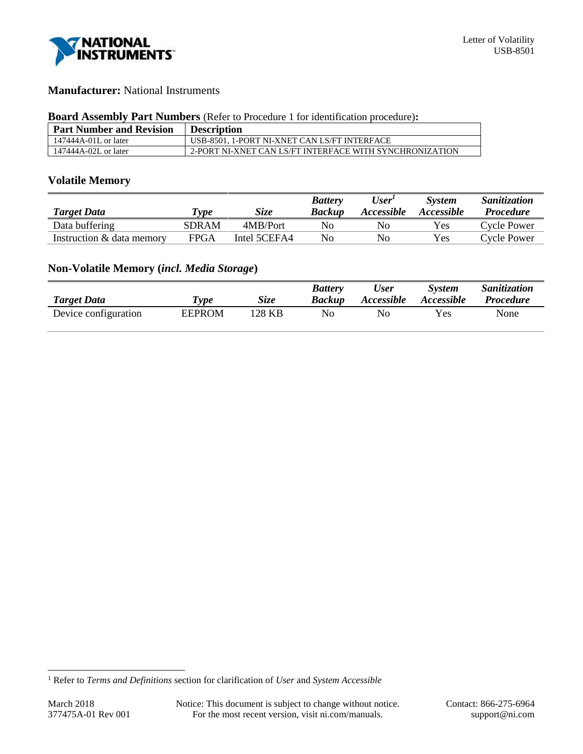Letter of Volatility
USB-8501

**Manufacturer:** National Instruments

**Board Assembly Part Numbers** (Refer to Procedure 1 for identification procedure)**:**

| Part Number and Revision | Description |
|---|---|
| 147444A-01L or later | USB-8501, 1-PORT NI-XNET CAN LS/FT INTERFACE |
| 147444A-02L or later | 2-PORT NI-XNET CAN LS/FT INTERFACE WITH SYNCHRONIZATION |

## Volatile Memory

| *Target Data* | *Type* | *Size* | *Battery Backup* | *User[1] Accessible* | *System Accessible* | *Sanitization Procedure* |
|---|---|---|---|---|---|---|
| Data buffering | SDRAM | 4MB/Port | No | No | Yes | Cycle Power |
| Instruction & data memory | FPGA | Intel 5CEFA4 | No | No | Yes | Cycle Power |

## Non-Volatile Memory (*incl. Media Storage*)

| *Target Data* | *Type* | *Size* | *Battery Backup* | *User Accessible* | *System Accessible* | *Sanitization Procedure* |
|---|---|---|---|---|---|---|
| Device configuration | EEPROM | 128 KB | No | No | Yes | None |

[1] Refer to *Terms and Definitions* section for clarification of *User* and *System Accessible*

March 2018
377475A-01 Rev 001

Notice: This document is subject to change without notice.
For the most recent version, visit ni.com/manuals.

Contact: 866-275-6964
support@ni.com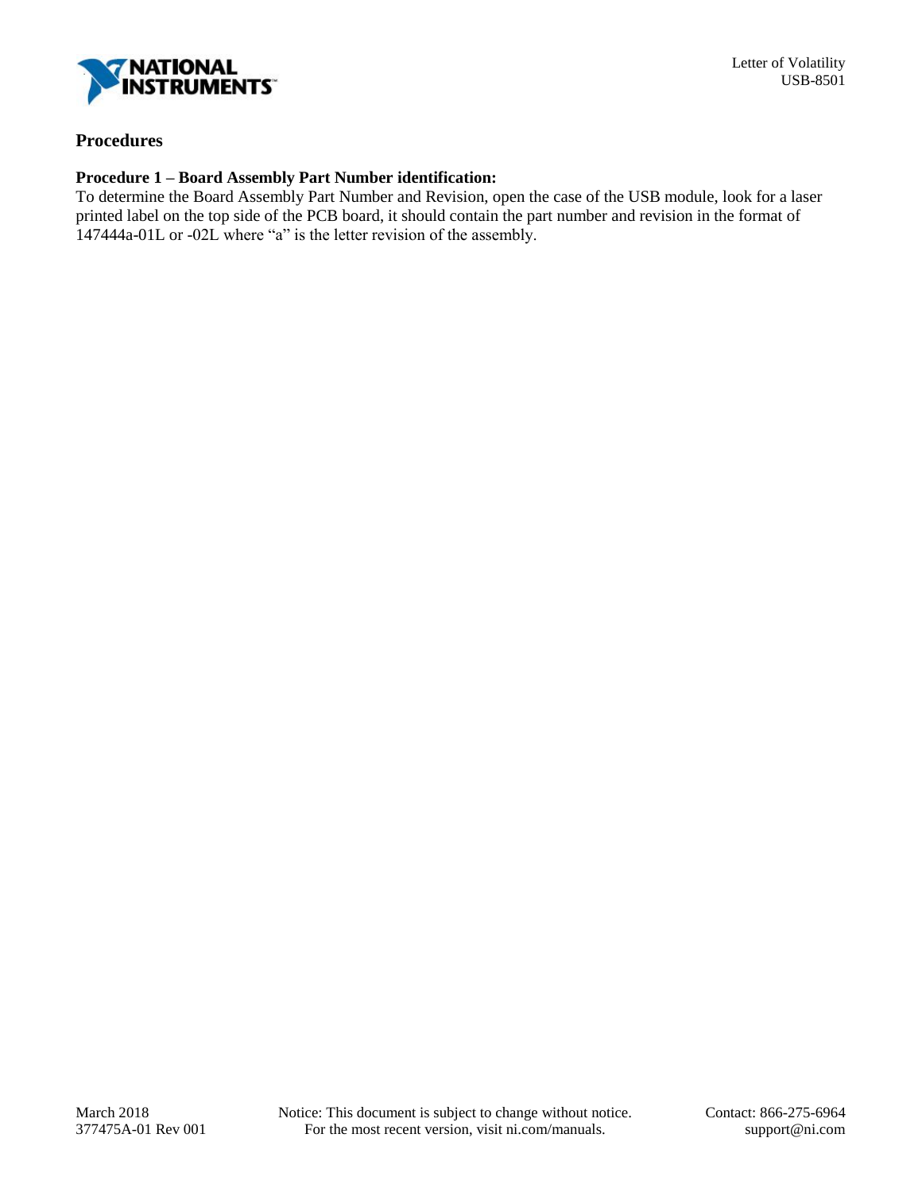## Procedures

### Procedure 1 – Board Assembly Part Number identification:

To determine the Board Assembly Part Number and Revision, open the case of the USB module, look for a laser printed label on the top side of the PCB board, it should contain the part number and revision in the format of 147444a-01L or -02L where "a" is the letter revision of the assembly.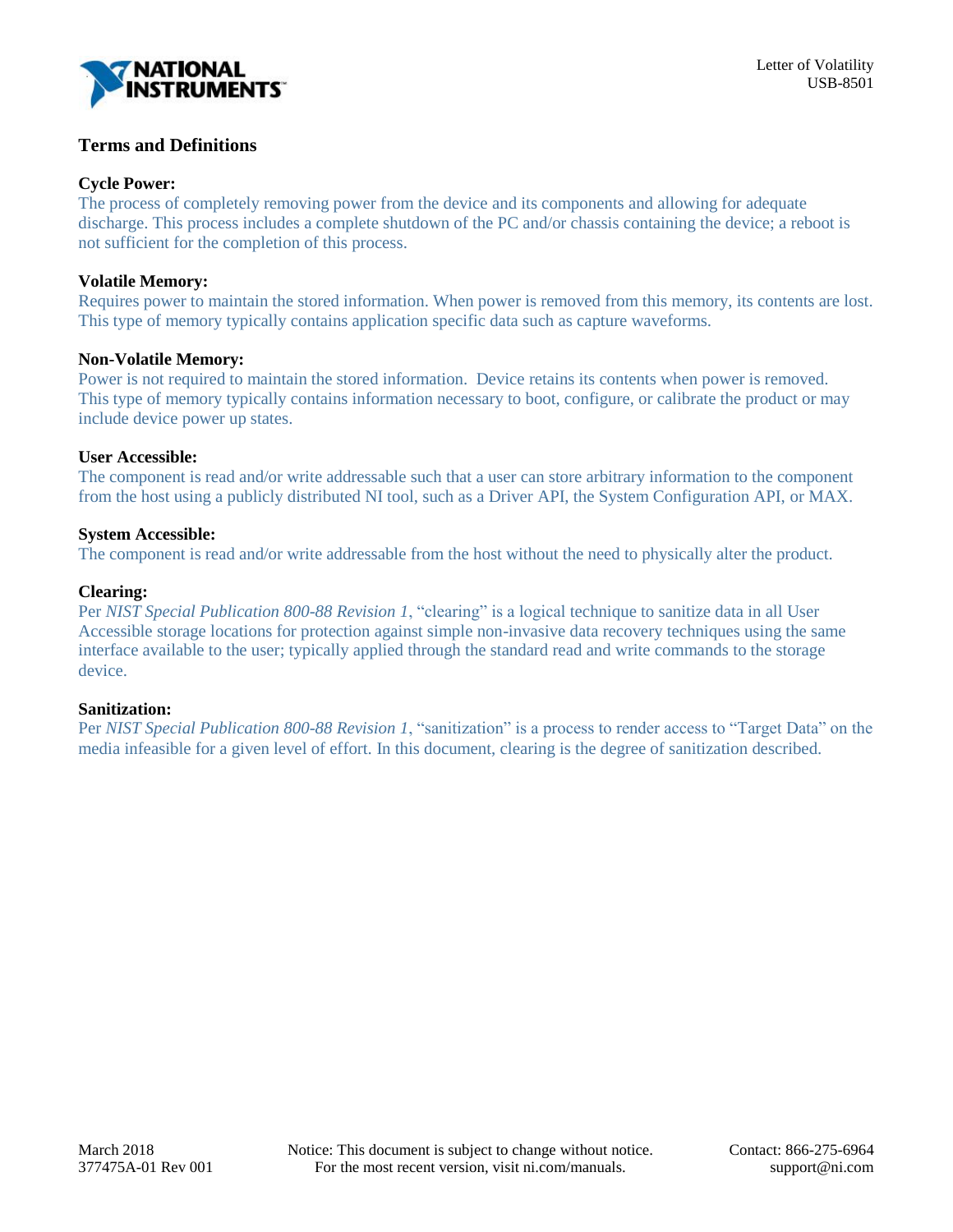## Terms and Definitions

**Cycle Power:**
The process of completely removing power from the device and its components and allowing for adequate discharge. This process includes a complete shutdown of the PC and/or chassis containing the device; a reboot is not sufficient for the completion of this process.

**Volatile Memory:**
Requires power to maintain the stored information. When power is removed from this memory, its contents are lost. This type of memory typically contains application specific data such as capture waveforms.

**Non-Volatile Memory:**
Power is not required to maintain the stored information. Device retains its contents when power is removed. This type of memory typically contains information necessary to boot, configure, or calibrate the product or may include device power up states.

**User Accessible:**
The component is read and/or write addressable such that a user can store arbitrary information to the component from the host using a publicly distributed NI tool, such as a Driver API, the System Configuration API, or MAX.

**System Accessible:**
The component is read and/or write addressable from the host without the need to physically alter the product.

**Clearing:**
Per *NIST Special Publication 800-88 Revision 1*, "clearing" is a logical technique to sanitize data in all User Accessible storage locations for protection against simple non-invasive data recovery techniques using the same interface available to the user; typically applied through the standard read and write commands to the storage device.

**Sanitization:**
Per *NIST Special Publication 800-88 Revision 1*, "sanitization" is a process to render access to "Target Data" on the media infeasible for a given level of effort. In this document, clearing is the degree of sanitization described.